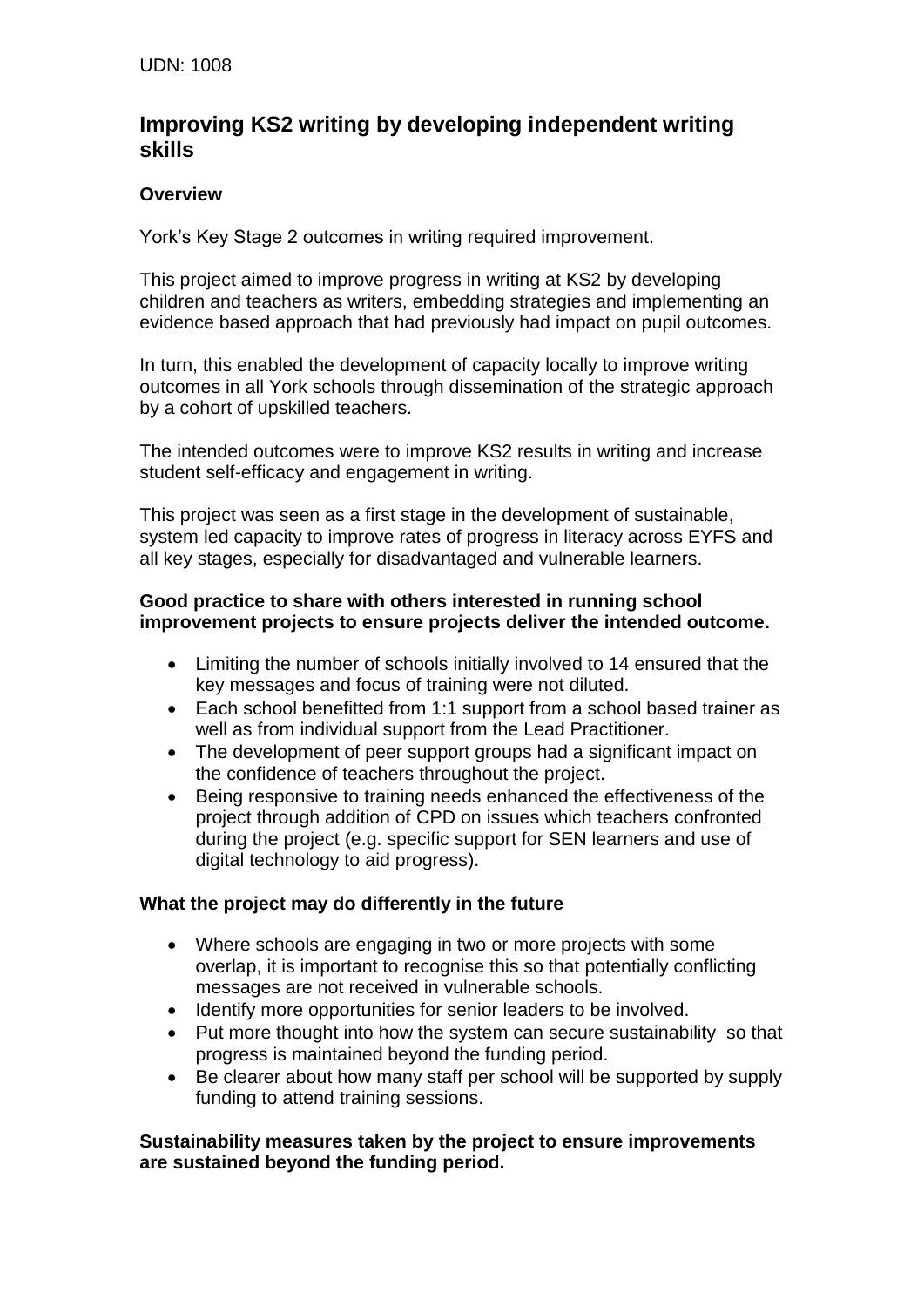UDN: 1008

## Improving KS2 writing by developing independent writing skills

### Overview

York's Key Stage 2 outcomes in writing required improvement.

This project aimed to improve progress in writing at KS2 by developing children and teachers as writers, embedding strategies and implementing an evidence based approach that had previously had impact on pupil outcomes.

In turn, this enabled the development of capacity locally to improve writing outcomes in all York schools through dissemination of the strategic approach by a cohort of upskilled teachers.

The intended outcomes were to improve KS2 results in writing and increase student self-efficacy and engagement in writing.

This project was seen as a first stage in the development of sustainable, system led capacity to improve rates of progress in literacy across EYFS and all key stages, especially for disadvantaged and vulnerable learners.

### Good practice to share with others interested in running school improvement projects to ensure projects deliver the intended outcome.

- Limiting the number of schools initially involved to 14 ensured that the key messages and focus of training were not diluted.
- Each school benefitted from 1:1 support from a school based trainer as well as from individual support from the Lead Practitioner.
- The development of peer support groups had a significant impact on the confidence of teachers throughout the project.
- Being responsive to training needs enhanced the effectiveness of the project through addition of CPD on issues which teachers confronted during the project (e.g. specific support for SEN learners and use of digital technology to aid progress).

### What the project may do differently in the future

- Where schools are engaging in two or more projects with some overlap, it is important to recognise this so that potentially conflicting messages are not received in vulnerable schools.
- Identify more opportunities for senior leaders to be involved.
- Put more thought into how the system can secure sustainability so that progress is maintained beyond the funding period.
- Be clearer about how many staff per school will be supported by supply funding to attend training sessions.

### Sustainability measures taken by the project to ensure improvements are sustained beyond the funding period.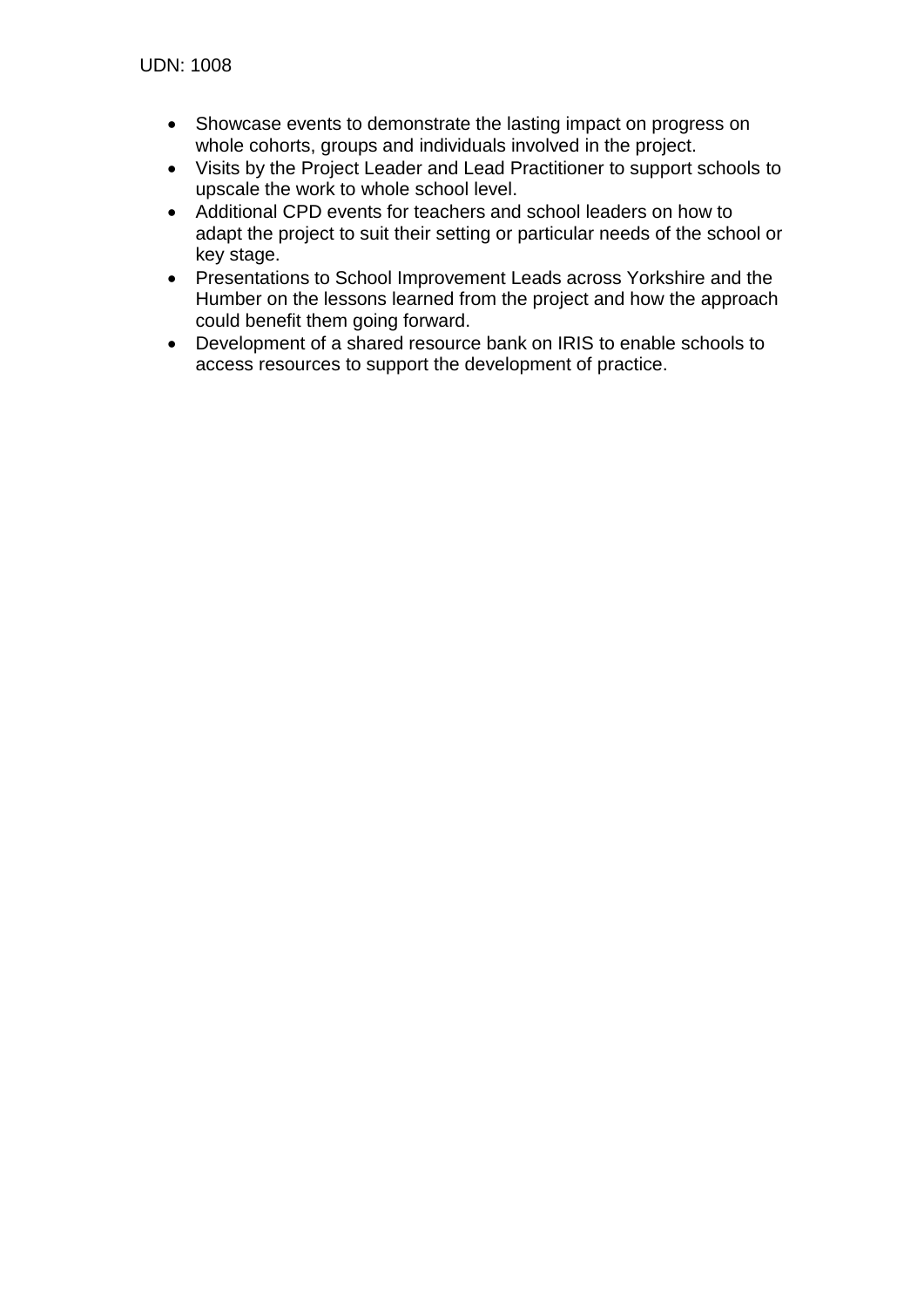- Showcase events to demonstrate the lasting impact on progress on whole cohorts, groups and individuals involved in the project.
- Visits by the Project Leader and Lead Practitioner to support schools to upscale the work to whole school level.
- Additional CPD events for teachers and school leaders on how to adapt the project to suit their setting or particular needs of the school or key stage.
- Presentations to School Improvement Leads across Yorkshire and the Humber on the lessons learned from the project and how the approach could benefit them going forward.
- Development of a shared resource bank on IRIS to enable schools to access resources to support the development of practice.